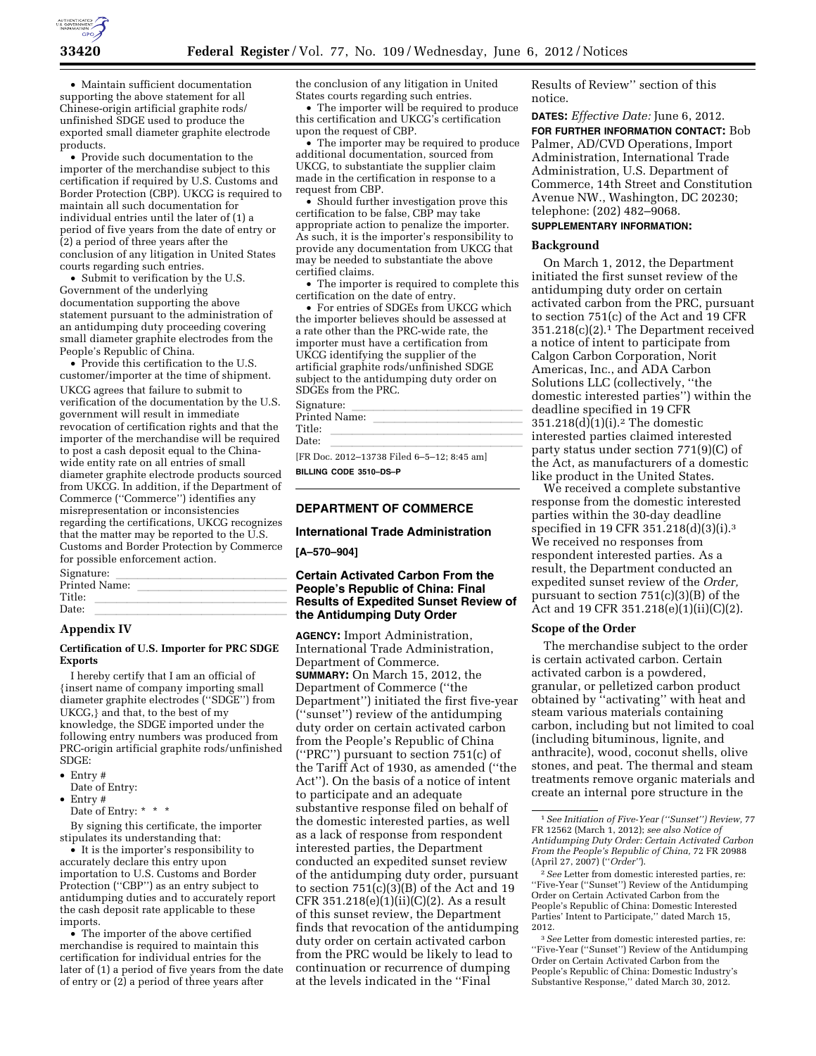- Maintain sufficient documentation supporting the above statement for all Chinese-origin artificial graphite rods/unfinished SDGE used to produce the exported small diameter graphite electrode products.
- Provide such documentation to the importer of the merchandise subject to this certification if required by U.S. Customs and Border Protection (CBP). UKCG is required to maintain all such documentation for individual entries until the later of (1) a period of five years from the date of entry or (2) a period of three years after the conclusion of any litigation in United States courts regarding such entries.
- Submit to verification by the U.S. Government of the underlying documentation supporting the above statement pursuant to the administration of an antidumping duty proceeding covering small diameter graphite electrodes from the People's Republic of China.
- Provide this certification to the U.S. customer/importer at the time of shipment.

UKCG agrees that failure to submit to verification of the documentation by the U.S. government will result in immediate revocation of certification rights and that the importer of the merchandise will be required to post a cash deposit equal to the China-wide entity rate on all entries of small diameter graphite electrode products sourced from UKCG. In addition, if the Department of Commerce ("Commerce") identifies any misrepresentation or inconsistencies regarding the certifications, UKCG recognizes that the matter may be reported to the U.S. Customs and Border Protection by Commerce for possible enforcement action.

Signature: \_\_\_\_\_\_\_\_\_\_
Printed Name: \_\_\_\_\_\_\_\_\_\_
Title: \_\_\_\_\_\_\_\_\_\_
Date: \_\_\_\_\_\_\_\_\_\_

## Appendix IV

### Certification of U.S. Importer for PRC SDGE Exports

I hereby certify that I am an official of {insert name of company importing small diameter graphite electrodes ("SDGE") from UKCG,} and that, to the best of my knowledge, the SDGE imported under the following entry numbers was produced from PRC-origin artificial graphite rods/unfinished SDGE:

- Entry #
  Date of Entry:
- Entry #
  Date of Entry: * * *

By signing this certificate, the importer stipulates its understanding that:

- It is the importer's responsibility to accurately declare this entry upon importation to U.S. Customs and Border Protection ("CBP") as an entry subject to antidumping duties and to accurately report the cash deposit rate applicable to these imports.
- The importer of the above certified merchandise is required to maintain this certification for individual entries for the later of (1) a period of five years from the date of entry or (2) a period of three years after the conclusion of any litigation in United States courts regarding such entries.
- The importer will be required to produce this certification and UKCG's certification upon the request of CBP.
- The importer may be required to produce additional documentation, sourced from UKCG, to substantiate the supplier claim made in the certification in response to a request from CBP.
- Should further investigation prove this certification to be false, CBP may take appropriate action to penalize the importer. As such, it is the importer's responsibility to provide any documentation from UKCG that may be needed to substantiate the above certified claims.
- The importer is required to complete this certification on the date of entry.
- For entries of SDGEs from UKCG which the importer believes should be assessed at a rate other than the PRC-wide rate, the importer must have a certification from UKCG identifying the supplier of the artificial graphite rods/unfinished SDGE subject to the antidumping duty order on SDGEs from the PRC.

Signature: \_\_\_\_\_\_\_\_\_\_
Printed Name: \_\_\_\_\_\_\_\_\_\_
Title: \_\_\_\_\_\_\_\_\_\_
Date: \_\_\_\_\_\_\_\_\_\_

[FR Doc. 2012–13738 Filed 6–5–12; 8:45 am]

**BILLING CODE 3510–DS–P**

---

## DEPARTMENT OF COMMERCE

### International Trade Administration

**[A–570–904]**

### Certain Activated Carbon From the People's Republic of China: Final Results of Expedited Sunset Review of the Antidumping Duty Order

**AGENCY:** Import Administration, International Trade Administration, Department of Commerce.

**SUMMARY:** On March 15, 2012, the Department of Commerce ("the Department") initiated the first five-year ("sunset") review of the antidumping duty order on certain activated carbon from the People's Republic of China ("PRC") pursuant to section 751(c) of the Tariff Act of 1930, as amended ("the Act"). On the basis of a notice of intent to participate and an adequate substantive response filed on behalf of the domestic interested parties, as well as a lack of response from respondent interested parties, the Department conducted an expedited sunset review of the antidumping duty order, pursuant to section 751(c)(3)(B) of the Act and 19 CFR 351.218(e)(1)(ii)(C)(2). As a result of this sunset review, the Department finds that revocation of the antidumping duty order on certain activated carbon from the PRC would be likely to lead to continuation or recurrence of dumping at the levels indicated in the "Final Results of Review" section of this notice.

**DATES:** *Effective Date:* June 6, 2012.

**FOR FURTHER INFORMATION CONTACT:** Bob Palmer, AD/CVD Operations, Import Administration, International Trade Administration, U.S. Department of Commerce, 14th Street and Constitution Avenue NW., Washington, DC 20230; telephone: (202) 482–9068.

**SUPPLEMENTARY INFORMATION:**

### Background

On March 1, 2012, the Department initiated the first sunset review of the antidumping duty order on certain activated carbon from the PRC, pursuant to section 751(c) of the Act and 19 CFR 351.218(c)(2).[1] The Department received a notice of intent to participate from Calgon Carbon Corporation, Norit Americas, Inc., and ADA Carbon Solutions LLC (collectively, "the domestic interested parties") within the deadline specified in 19 CFR 351.218(d)(1)(i).[2] The domestic interested parties claimed interested party status under section 771(9)(C) of the Act, as manufacturers of a domestic like product in the United States.

We received a complete substantive response from the domestic interested parties within the 30-day deadline specified in 19 CFR 351.218(d)(3)(i).[3] We received no responses from respondent interested parties. As a result, the Department conducted an expedited sunset review of the *Order,* pursuant to section 751(c)(3)(B) of the Act and 19 CFR 351.218(e)(1)(ii)(C)(2).

### Scope of the Order

The merchandise subject to the order is certain activated carbon. Certain activated carbon is a powdered, granular, or pelletized carbon product obtained by "activating" with heat and steam various materials containing carbon, including but not limited to coal (including bituminous, lignite, and anthracite), wood, coconut shells, olive stones, and peat. The thermal and steam treatments remove organic materials and create an internal pore structure in the

---

[1] *See Initiation of Five-Year ("Sunset") Review,* 77 FR 12562 (March 1, 2012); *see also Notice of Antidumping Duty Order: Certain Activated Carbon From the People's Republic of China,* 72 FR 20988 (April 27, 2007) ("*Order*").

[2] *See* Letter from domestic interested parties, re: "Five-Year ("Sunset") Review of the Antidumping Order on Certain Activated Carbon from the People's Republic of China: Domestic Interested Parties' Intent to Participate," dated March 15, 2012.

[3] *See* Letter from domestic interested parties, re: "Five-Year ("Sunset") Review of the Antidumping Order on Certain Activated Carbon from the People's Republic of China: Domestic Industry's Substantive Response," dated March 30, 2012.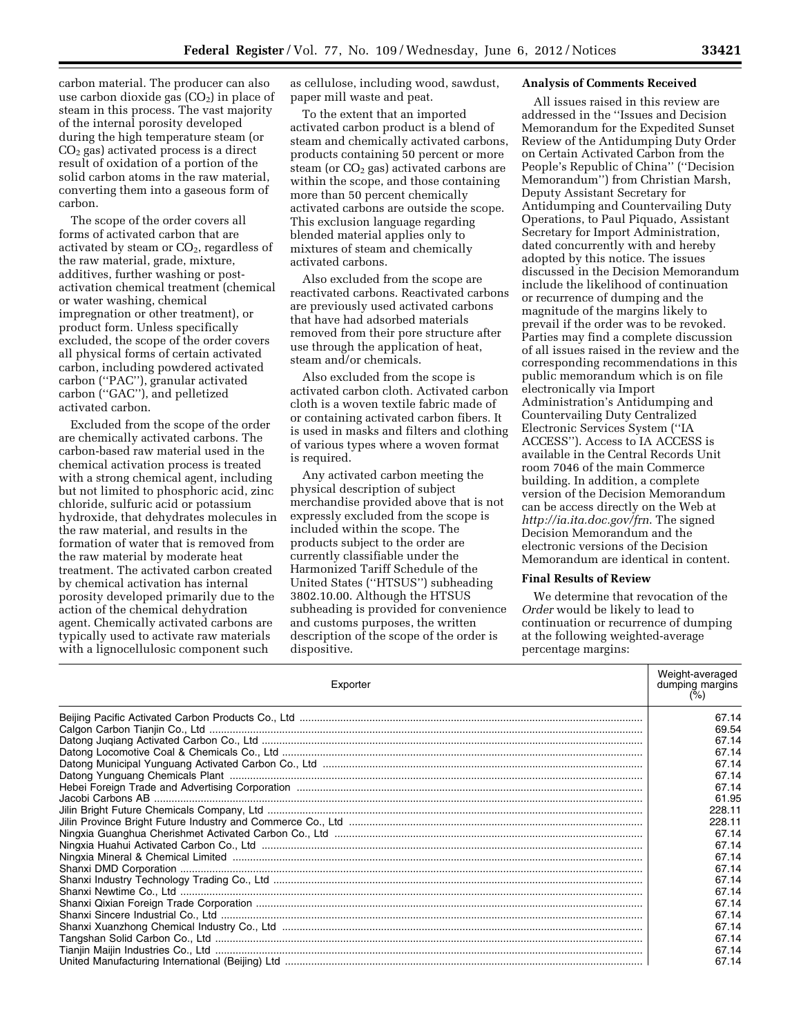carbon material. The producer can also use carbon dioxide gas ($CO_2$) in place of steam in this process. The vast majority of the internal porosity developed during the high temperature steam (or $CO_2$ gas) activated process is a direct result of oxidation of a portion of the solid carbon atoms in the raw material, converting them into a gaseous form of carbon.

The scope of the order covers all forms of activated carbon that are activated by steam or $CO_2$, regardless of the raw material, grade, mixture, additives, further washing or post-activation chemical treatment (chemical or water washing, chemical impregnation or other treatment), or product form. Unless specifically excluded, the scope of the order covers all physical forms of certain activated carbon, including powdered activated carbon (''PAC''), granular activated carbon (''GAC''), and pelletized activated carbon.

Excluded from the scope of the order are chemically activated carbons. The carbon-based raw material used in the chemical activation process is treated with a strong chemical agent, including but not limited to phosphoric acid, zinc chloride, sulfuric acid or potassium hydroxide, that dehydrates molecules in the raw material, and results in the formation of water that is removed from the raw material by moderate heat treatment. The activated carbon created by chemical activation has internal porosity developed primarily due to the action of the chemical dehydration agent. Chemically activated carbons are typically used to activate raw materials with a lignocellulosic component such as cellulose, including wood, sawdust, paper mill waste and peat.

To the extent that an imported activated carbon product is a blend of steam and chemically activated carbons, products containing 50 percent or more steam (or $CO_2$ gas) activated carbons are within the scope, and those containing more than 50 percent chemically activated carbons are outside the scope. This exclusion language regarding blended material applies only to mixtures of steam and chemically activated carbons.

Also excluded from the scope are reactivated carbons. Reactivated carbons are previously used activated carbons that have had adsorbed materials removed from their pore structure after use through the application of heat, steam and/or chemicals.

Also excluded from the scope is activated carbon cloth. Activated carbon cloth is a woven textile fabric made of or containing activated carbon fibers. It is used in masks and filters and clothing of various types where a woven format is required.

Any activated carbon meeting the physical description of subject merchandise provided above that is not expressly excluded from the scope is included within the scope. The products subject to the order are currently classifiable under the Harmonized Tariff Schedule of the United States (''HTSUS'') subheading 3802.10.00. Although the HTSUS subheading is provided for convenience and customs purposes, the written description of the scope of the order is dispositive.

**Analysis of Comments Received**

All issues raised in this review are addressed in the ''Issues and Decision Memorandum for the Expedited Sunset Review of the Antidumping Duty Order on Certain Activated Carbon from the People's Republic of China'' (''Decision Memorandum'') from Christian Marsh, Deputy Assistant Secretary for Antidumping and Countervailing Duty Operations, to Paul Piquado, Assistant Secretary for Import Administration, dated concurrently with and hereby adopted by this notice. The issues discussed in the Decision Memorandum include the likelihood of continuation or recurrence of dumping and the magnitude of the margins likely to prevail if the order was to be revoked. Parties may find a complete discussion of all issues raised in the review and the corresponding recommendations in this public memorandum which is on file electronically via Import Administration's Antidumping and Countervailing Duty Centralized Electronic Services System (''IA ACCESS''). Access to IA ACCESS is available in the Central Records Unit room 7046 of the main Commerce building. In addition, a complete version of the Decision Memorandum can be access directly on the Web at *http://ia.ita.doc.gov/frn*. The signed Decision Memorandum and the electronic versions of the Decision Memorandum are identical in content.

**Final Results of Review**

We determine that revocation of the *Order* would be likely to lead to continuation or recurrence of dumping at the following weighted-average percentage margins:

| Exporter | Weight-averaged dumping margins (%) |
|---|---|
| Beijing Pacific Activated Carbon Products Co., Ltd | 67.14 |
| Calgon Carbon Tianjin Co., Ltd | 69.54 |
| Datong Juqiang Activated Carbon Co., Ltd | 67.14 |
| Datong Locomotive Coal & Chemicals Co., Ltd | 67.14 |
| Datong Municipal Yunguang Activated Carbon Co., Ltd | 67.14 |
| Datong Yunguang Chemicals Plant | 67.14 |
| Hebei Foreign Trade and Advertising Corporation | 67.14 |
| Jacobi Carbons AB | 61.95 |
| Jilin Bright Future Chemicals Company, Ltd | 228.11 |
| Jilin Province Bright Future Industry and Commerce Co., Ltd | 228.11 |
| Ningxia Guanghua Cherishmet Activated Carbon Co., Ltd | 67.14 |
| Ningxia Huahui Activated Carbon Co., Ltd | 67.14 |
| Ningxia Mineral & Chemical Limited | 67.14 |
| Shanxi DMD Corporation | 67.14 |
| Shanxi Industry Technology Trading Co., Ltd | 67.14 |
| Shanxi Newtime Co., Ltd | 67.14 |
| Shanxi Qixian Foreign Trade Corporation | 67.14 |
| Shanxi Sincere Industrial Co., Ltd | 67.14 |
| Shanxi Xuanzhong Chemical Industry Co., Ltd | 67.14 |
| Tangshan Solid Carbon Co., Ltd | 67.14 |
| Tianjin Maijin Industries Co., Ltd | 67.14 |
| United Manufacturing International (Beijing) Ltd | 67.14 |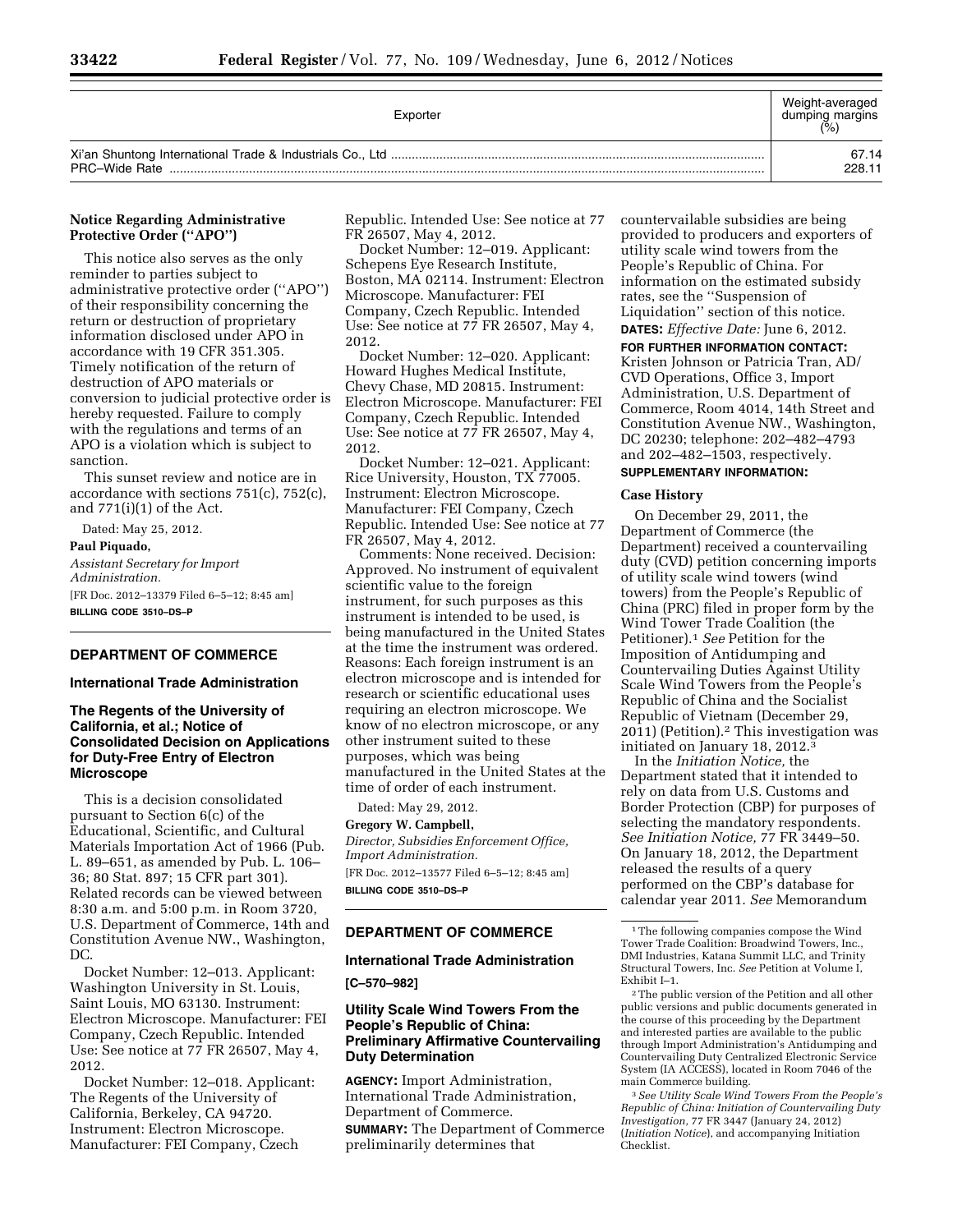| Exporter | Weight-averaged dumping margins (%) |
|---|---|
| Xi'an Shuntong International Trade & Industrials Co., Ltd | 67.14 |
| PRC–Wide Rate | 228.11 |

**Notice Regarding Administrative Protective Order (''APO'')**

This notice also serves as the only reminder to parties subject to administrative protective order (''APO'') of their responsibility concerning the return or destruction of proprietary information disclosed under APO in accordance with 19 CFR 351.305. Timely notification of the return of destruction of APO materials or conversion to judicial protective order is hereby requested. Failure to comply with the regulations and terms of an APO is a violation which is subject to sanction.

This sunset review and notice are in accordance with sections 751(c), 752(c), and 771(i)(1) of the Act.

Dated: May 25, 2012.

**Paul Piquado,**

*Assistant Secretary for Import Administration.*

[FR Doc. 2012–13379 Filed 6–5–12; 8:45 am]

**BILLING CODE 3510–DS–P**

## DEPARTMENT OF COMMERCE

### International Trade Administration

### The Regents of the University of California, et al.; Notice of Consolidated Decision on Applications for Duty-Free Entry of Electron Microscope

This is a decision consolidated pursuant to Section 6(c) of the Educational, Scientific, and Cultural Materials Importation Act of 1966 (Pub. L. 89–651, as amended by Pub. L. 106–36; 80 Stat. 897; 15 CFR part 301). Related records can be viewed between 8:30 a.m. and 5:00 p.m. in Room 3720, U.S. Department of Commerce, 14th and Constitution Avenue NW., Washington, DC.

Docket Number: 12–013. Applicant: Washington University in St. Louis, Saint Louis, MO 63130. Instrument: Electron Microscope. Manufacturer: FEI Company, Czech Republic. Intended Use: See notice at 77 FR 26507, May 4, 2012.

Docket Number: 12–018. Applicant: The Regents of the University of California, Berkeley, CA 94720. Instrument: Electron Microscope. Manufacturer: FEI Company, Czech Republic. Intended Use: See notice at 77 FR 26507, May 4, 2012.

Docket Number: 12–019. Applicant: Schepens Eye Research Institute, Boston, MA 02114. Instrument: Electron Microscope. Manufacturer: FEI Company, Czech Republic. Intended Use: See notice at 77 FR 26507, May 4, 2012.

Docket Number: 12–020. Applicant: Howard Hughes Medical Institute, Chevy Chase, MD 20815. Instrument: Electron Microscope. Manufacturer: FEI Company, Czech Republic. Intended Use: See notice at 77 FR 26507, May 4, 2012.

Docket Number: 12–021. Applicant: Rice University, Houston, TX 77005. Instrument: Electron Microscope. Manufacturer: FEI Company, Czech Republic. Intended Use: See notice at 77 FR 26507, May 4, 2012.

Comments: None received. Decision: Approved. No instrument of equivalent scientific value to the foreign instrument, for such purposes as this instrument is intended to be used, is being manufactured in the United States at the time the instrument was ordered. Reasons: Each foreign instrument is an electron microscope and is intended for research or scientific educational uses requiring an electron microscope. We know of no electron microscope, or any other instrument suited to these purposes, which was being manufactured in the United States at the time of order of each instrument.

Dated: May 29, 2012.

**Gregory W. Campbell,**

*Director, Subsidies Enforcement Office, Import Administration.*

[FR Doc. 2012–13577 Filed 6–5–12; 8:45 am]

**BILLING CODE 3510–DS–P**

## DEPARTMENT OF COMMERCE

### International Trade Administration

**[C–570–982]**

### Utility Scale Wind Towers From the People's Republic of China: Preliminary Affirmative Countervailing Duty Determination

**AGENCY:** Import Administration, International Trade Administration, Department of Commerce.

**SUMMARY:** The Department of Commerce preliminarily determines that countervailable subsidies are being provided to producers and exporters of utility scale wind towers from the People's Republic of China. For information on the estimated subsidy rates, see the ''Suspension of Liquidation'' section of this notice.

**DATES:** *Effective Date:* June 6, 2012.

**FOR FURTHER INFORMATION CONTACT:** Kristen Johnson or Patricia Tran, AD/CVD Operations, Office 3, Import Administration, U.S. Department of Commerce, Room 4014, 14th Street and Constitution Avenue NW., Washington, DC 20230; telephone: 202–482–4793 and 202–482–1503, respectively.

**SUPPLEMENTARY INFORMATION:**

**Case History**

On December 29, 2011, the Department of Commerce (the Department) received a countervailing duty (CVD) petition concerning imports of utility scale wind towers (wind towers) from the People's Republic of China (PRC) filed in proper form by the Wind Tower Trade Coalition (the Petitioner).[1] *See* Petition for the Imposition of Antidumping and Countervailing Duties Against Utility Scale Wind Towers from the People's Republic of China and the Socialist Republic of Vietnam (December 29, 2011) (Petition).[2] This investigation was initiated on January 18, 2012.[3]

In the *Initiation Notice,* the Department stated that it intended to rely on data from U.S. Customs and Border Protection (CBP) for purposes of selecting the mandatory respondents. *See Initiation Notice,* 77 FR 3449–50. On January 18, 2012, the Department released the results of a query performed on the CBP's database for calendar year 2011. *See* Memorandum

[1] The following companies compose the Wind Tower Trade Coalition: Broadwind Towers, Inc., DMI Industries, Katana Summit LLC, and Trinity Structural Towers, Inc. *See* Petition at Volume I, Exhibit I–1.

[2] The public version of the Petition and all other public versions and public documents generated in the course of this proceeding by the Department and interested parties are available to the public through Import Administration's Antidumping and Countervailing Duty Centralized Electronic Service System (IA ACCESS), located in Room 7046 of the main Commerce building.

[3] *See Utility Scale Wind Towers From the People's Republic of China: Initiation of Countervailing Duty Investigation,* 77 FR 3447 (January 24, 2012) (*Initiation Notice*), and accompanying Initiation Checklist.